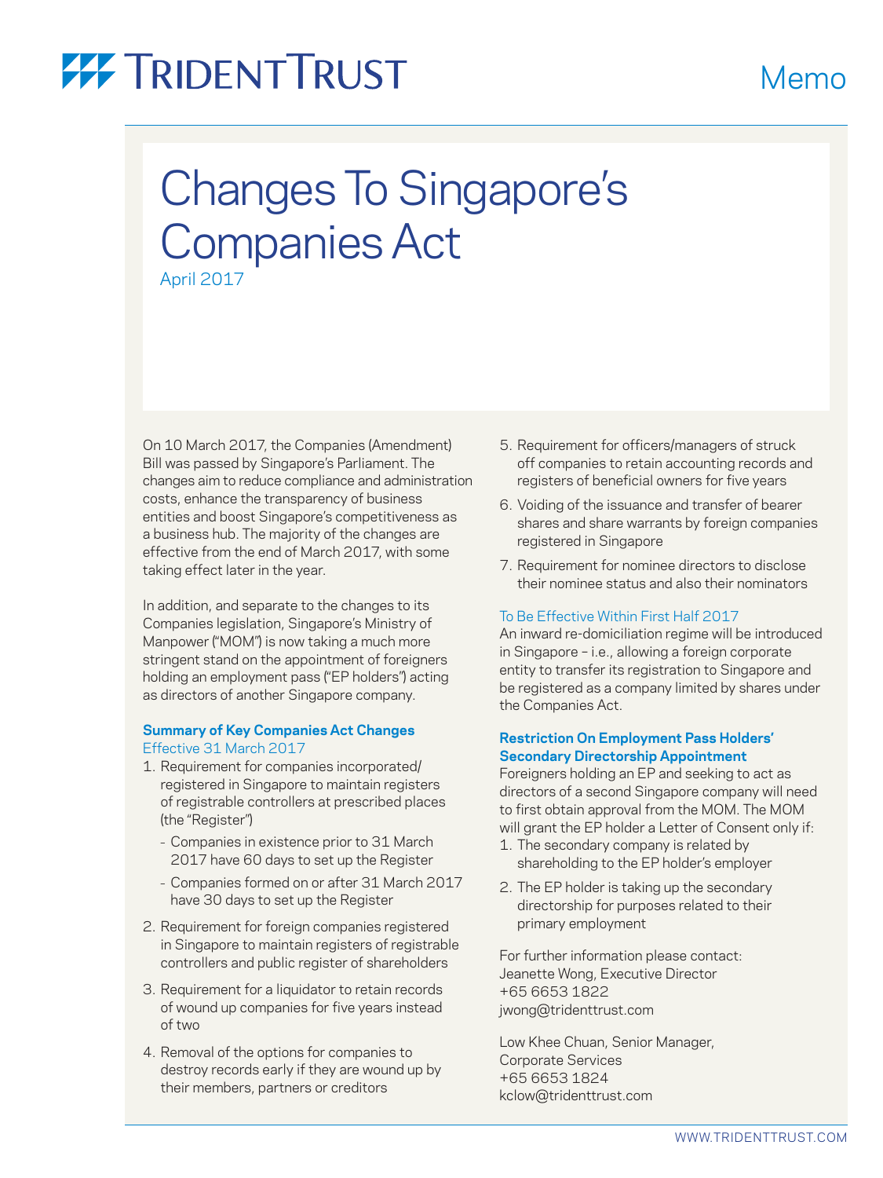TRIDENT TRUST

Memo

# Changes To Singapore's Companies Act

April 2017

On 10 March 2017, the Companies (Amendment) Bill was passed by Singapore's Parliament. The changes aim to reduce compliance and administration costs, enhance the transparency of business entities and boost Singapore's competitiveness as a business hub. The majority of the changes are effective from the end of March 2017, with some taking effect later in the year.

In addition, and separate to the changes to its Companies legislation, Singapore's Ministry of Manpower ("MOM") is now taking a much more stringent stand on the appointment of foreigners holding an employment pass ("EP holders") acting as directors of another Singapore company.

## Summary of Key Companies Act Changes

### Effective 31 March 2017

1. Requirement for companies incorporated/registered in Singapore to maintain registers of registrable controllers at prescribed places (the "Register")
   - Companies in existence prior to 31 March 2017 have 60 days to set up the Register
   - Companies formed on or after 31 March 2017 have 30 days to set up the Register
2. Requirement for foreign companies registered in Singapore to maintain registers of registrable controllers and public register of shareholders
3. Requirement for a liquidator to retain records of wound up companies for five years instead of two
4. Removal of the options for companies to destroy records early if they are wound up by their members, partners or creditors
5. Requirement for officers/managers of struck off companies to retain accounting records and registers of beneficial owners for five years
6. Voiding of the issuance and transfer of bearer shares and share warrants by foreign companies registered in Singapore
7. Requirement for nominee directors to disclose their nominee status and also their nominators

### To Be Effective Within First Half 2017

An inward re-domiciliation regime will be introduced in Singapore – i.e., allowing a foreign corporate entity to transfer its registration to Singapore and be registered as a company limited by shares under the Companies Act.

## Restriction On Employment Pass Holders' Secondary Directorship Appointment

Foreigners holding an EP and seeking to act as directors of a second Singapore company will need to first obtain approval from the MOM. The MOM will grant the EP holder a Letter of Consent only if:

1. The secondary company is related by shareholding to the EP holder's employer
2. The EP holder is taking up the secondary directorship for purposes related to their primary employment

For further information please contact:
Jeanette Wong, Executive Director
+65 6653 1822
jwong@tridenttrust.com

Low Khee Chuan, Senior Manager,
Corporate Services
+65 6653 1824
kclow@tridenttrust.com

WWW.TRIDENTTRUST.COM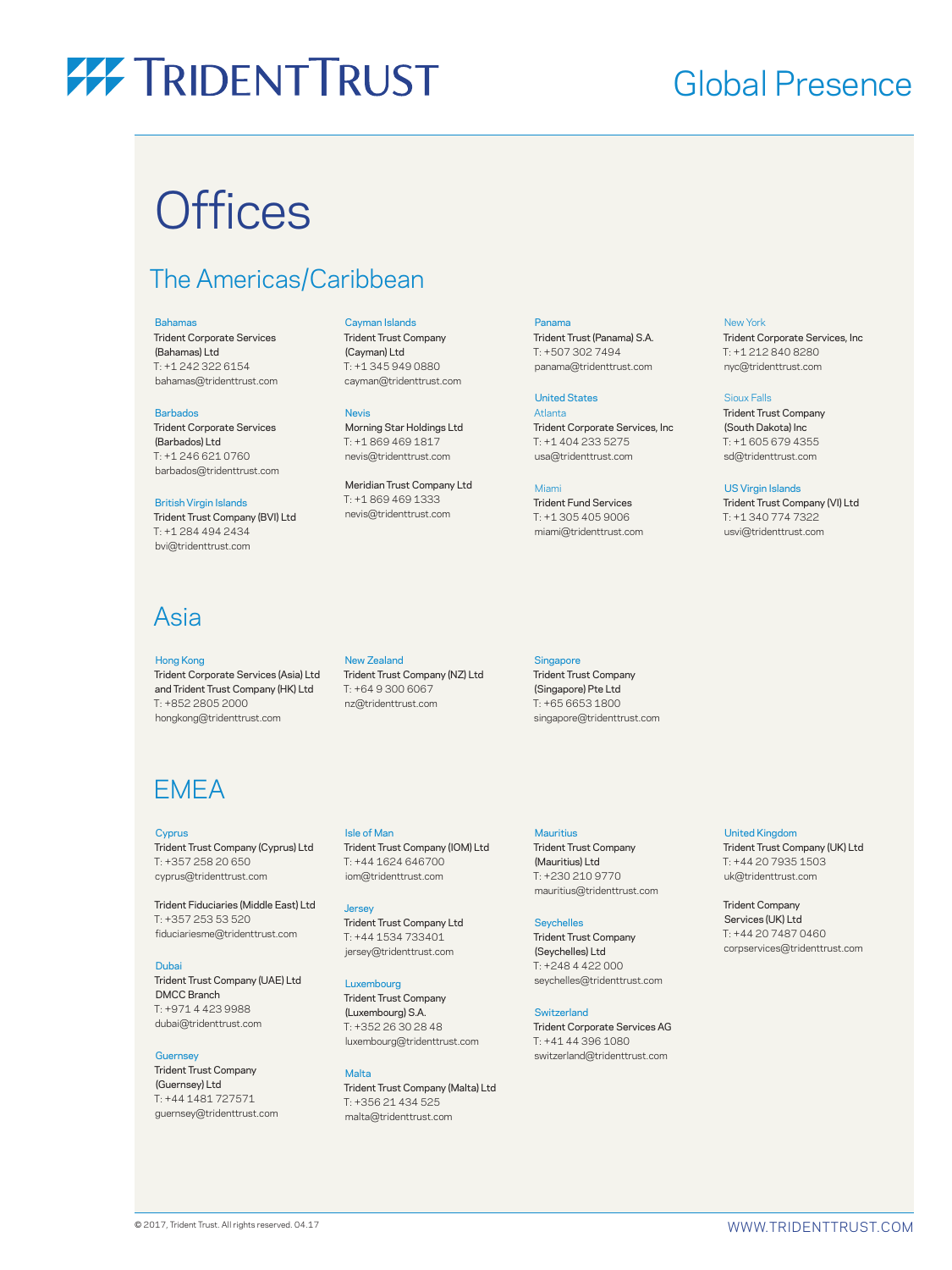# TRIDENT TRUST

# Global Presence

## Offices

### The Americas/Caribbean

**Bahamas**
Trident Corporate Services (Bahamas) Ltd
T: +1 242 322 6154
bahamas@tridenttrust.com

**Barbados**
Trident Corporate Services (Barbados) Ltd
T: +1 246 621 0760
barbados@tridenttrust.com

**British Virgin Islands**
Trident Trust Company (BVI) Ltd
T: +1 284 494 2434
bvi@tridenttrust.com

**Cayman Islands**
Trident Trust Company (Cayman) Ltd
T: +1 345 949 0880
cayman@tridenttrust.com

**Nevis**
Morning Star Holdings Ltd
T: +1 869 469 1817
nevis@tridenttrust.com

Meridian Trust Company Ltd
T: +1 869 469 1333
nevis@tridenttrust.com

**Panama**
Trident Trust (Panama) S.A.
T: +507 302 7494
panama@tridenttrust.com

**United States**

**Atlanta**
Trident Corporate Services, Inc
T: +1 404 233 5275
usa@tridenttrust.com

**Miami**
Trident Fund Services
T: +1 305 405 9006
miami@tridenttrust.com

**New York**
Trident Corporate Services, Inc
T: +1 212 840 8280
nyc@tridenttrust.com

**Sioux Falls**
Trident Trust Company (South Dakota) Inc
T: +1 605 679 4355
sd@tridenttrust.com

**US Virgin Islands**
Trident Trust Company (VI) Ltd
T: +1 340 774 7322
usvi@tridenttrust.com

### Asia

**Hong Kong**
Trident Corporate Services (Asia) Ltd and Trident Trust Company (HK) Ltd
T: +852 2805 2000
hongkong@tridenttrust.com

**New Zealand**
Trident Trust Company (NZ) Ltd
T: +64 9 300 6067
nz@tridenttrust.com

**Singapore**
Trident Trust Company (Singapore) Pte Ltd
T: +65 6653 1800
singapore@tridenttrust.com

### EMEA

**Cyprus**
Trident Trust Company (Cyprus) Ltd
T: +357 258 20 650
cyprus@tridenttrust.com

Trident Fiduciaries (Middle East) Ltd
T: +357 253 53 520
fiduciariesme@tridenttrust.com

**Dubai**
Trident Trust Company (UAE) Ltd DMCC Branch
T: +971 4 423 9988
dubai@tridenttrust.com

**Guernsey**
Trident Trust Company (Guernsey) Ltd
T: +44 1481 727571
guernsey@tridenttrust.com

**Isle of Man**
Trident Trust Company (IOM) Ltd
T: +44 1624 646700
iom@tridenttrust.com

**Jersey**
Trident Trust Company Ltd
T: +44 1534 733401
jersey@tridenttrust.com

**Luxembourg**
Trident Trust Company (Luxembourg) S.A.
T: +352 26 30 28 48
luxembourg@tridenttrust.com

**Malta**
Trident Trust Company (Malta) Ltd
T: +356 21 434 525
malta@tridenttrust.com

**Mauritius**
Trident Trust Company (Mauritius) Ltd
T: +230 210 9770
mauritius@tridenttrust.com

**Seychelles**
Trident Trust Company (Seychelles) Ltd
T: +248 4 422 000
seychelles@tridenttrust.com

**Switzerland**
Trident Corporate Services AG
T: +41 44 396 1080
switzerland@tridenttrust.com

**United Kingdom**
Trident Trust Company (UK) Ltd
T: +44 20 7935 1503
uk@tridenttrust.com

Trident Company Services (UK) Ltd
T: +44 20 7487 0460
corpservices@tridenttrust.com

© 2017, Trident Trust. All rights reserved. 04.17

WWW.TRIDENTTRUST.COM